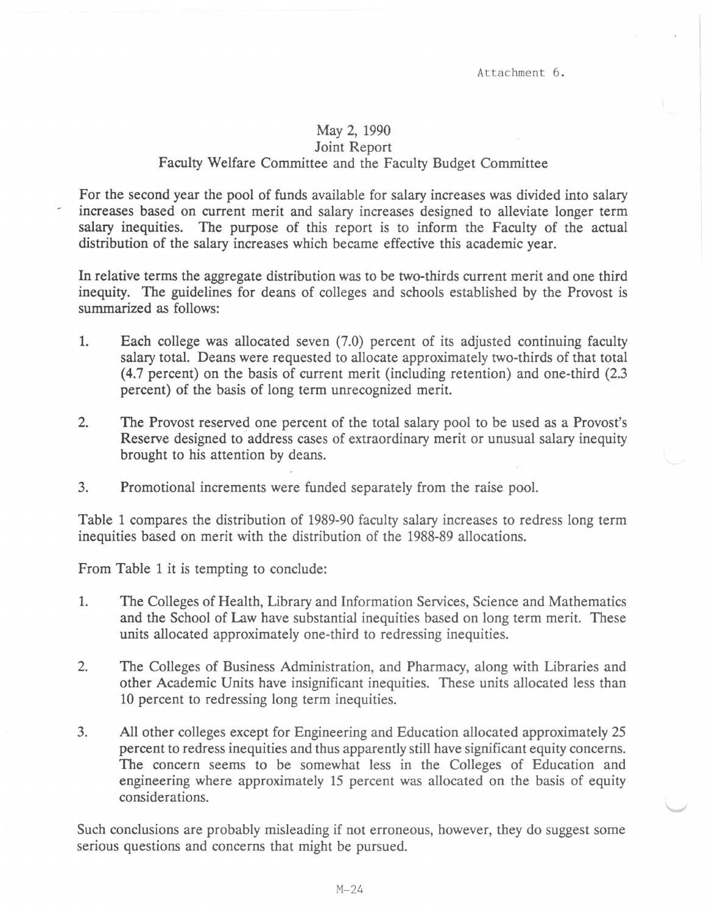Attachment 6.

May 2, 1990
Joint Report
Faculty Welfare Committee and the Faculty Budget Committee

For the second year the pool of funds available for salary increases was divided into salary increases based on current merit and salary increases designed to alleviate longer term salary inequities. The purpose of this report is to inform the Faculty of the actual distribution of the salary increases which became effective this academic year.

In relative terms the aggregate distribution was to be two-thirds current merit and one third inequity. The guidelines for deans of colleges and schools established by the Provost is summarized as follows:

1. Each college was allocated seven (7.0) percent of its adjusted continuing faculty salary total. Deans were requested to allocate approximately two-thirds of that total (4.7 percent) on the basis of current merit (including retention) and one-third (2.3 percent) of the basis of long term unrecognized merit.

2. The Provost reserved one percent of the total salary pool to be used as a Provost's Reserve designed to address cases of extraordinary merit or unusual salary inequity brought to his attention by deans.

3. Promotional increments were funded separately from the raise pool.

Table 1 compares the distribution of 1989-90 faculty salary increases to redress long term inequities based on merit with the distribution of the 1988-89 allocations.

From Table 1 it is tempting to conclude:

1. The Colleges of Health, Library and Information Services, Science and Mathematics and the School of Law have substantial inequities based on long term merit. These units allocated approximately one-third to redressing inequities.

2. The Colleges of Business Administration, and Pharmacy, along with Libraries and other Academic Units have insignificant inequities. These units allocated less than 10 percent to redressing long term inequities.

3. All other colleges except for Engineering and Education allocated approximately 25 percent to redress inequities and thus apparently still have significant equity concerns. The concern seems to be somewhat less in the Colleges of Education and engineering where approximately 15 percent was allocated on the basis of equity considerations.

Such conclusions are probably misleading if not erroneous, however, they do suggest some serious questions and concerns that might be pursued.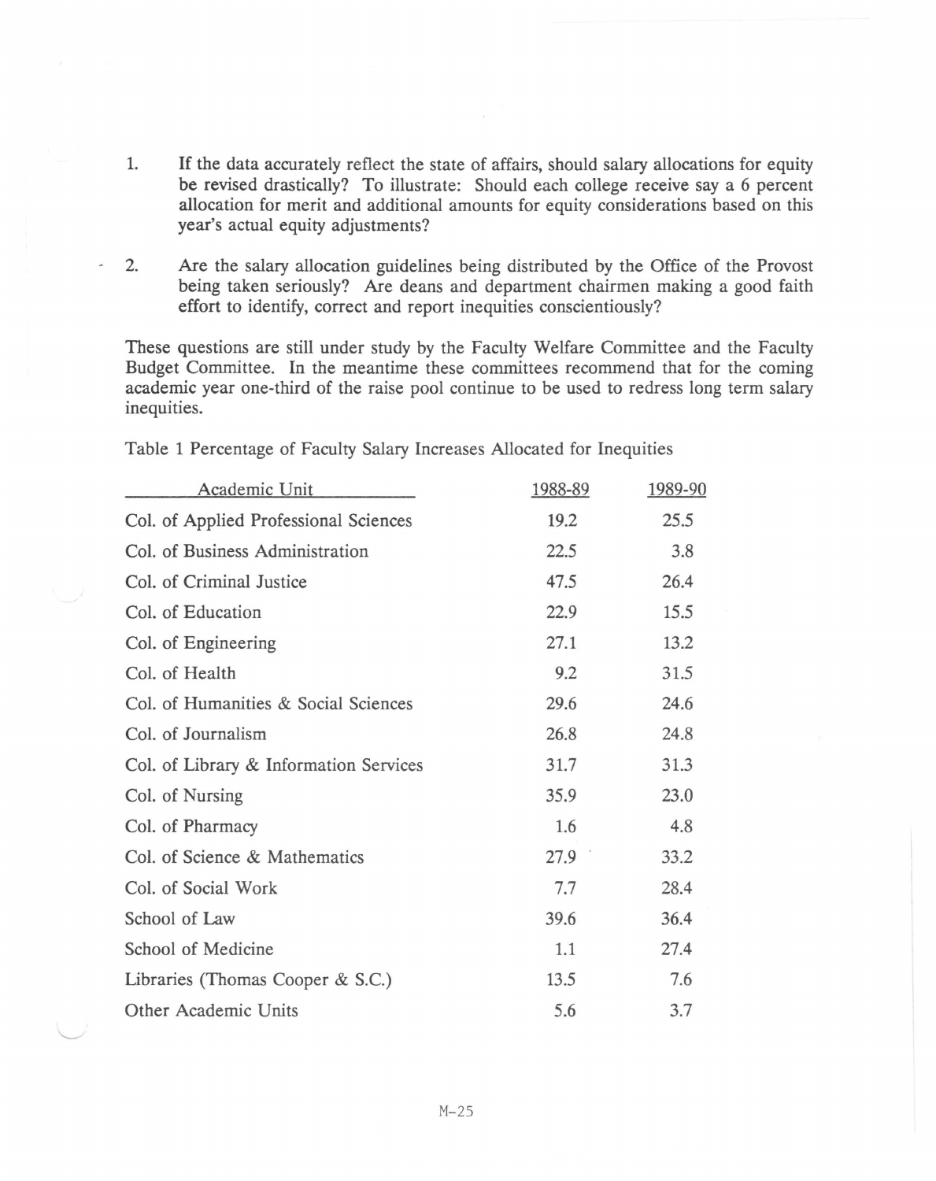1. If the data accurately reflect the state of affairs, should salary allocations for equity be revised drastically? To illustrate: Should each college receive say a 6 percent allocation for merit and additional amounts for equity considerations based on this year's actual equity adjustments?

2. Are the salary allocation guidelines being distributed by the Office of the Provost being taken seriously? Are deans and department chairmen making a good faith effort to identify, correct and report inequities conscientiously?

These questions are still under study by the Faculty Welfare Committee and the Faculty Budget Committee. In the meantime these committees recommend that for the coming academic year one-third of the raise pool continue to be used to redress long term salary inequities.

Table 1 Percentage of Faculty Salary Increases Allocated for Inequities

| Academic Unit | 1988-89 | 1989-90 |
|---|---|---|
| Col. of Applied Professional Sciences | 19.2 | 25.5 |
| Col. of Business Administration | 22.5 | 3.8 |
| Col. of Criminal Justice | 47.5 | 26.4 |
| Col. of Education | 22.9 | 15.5 |
| Col. of Engineering | 27.1 | 13.2 |
| Col. of Health | 9.2 | 31.5 |
| Col. of Humanities & Social Sciences | 29.6 | 24.6 |
| Col. of Journalism | 26.8 | 24.8 |
| Col. of Library & Information Services | 31.7 | 31.3 |
| Col. of Nursing | 35.9 | 23.0 |
| Col. of Pharmacy | 1.6 | 4.8 |
| Col. of Science & Mathematics | 27.9 | 33.2 |
| Col. of Social Work | 7.7 | 28.4 |
| School of Law | 39.6 | 36.4 |
| School of Medicine | 1.1 | 27.4 |
| Libraries (Thomas Cooper & S.C.) | 13.5 | 7.6 |
| Other Academic Units | 5.6 | 3.7 |